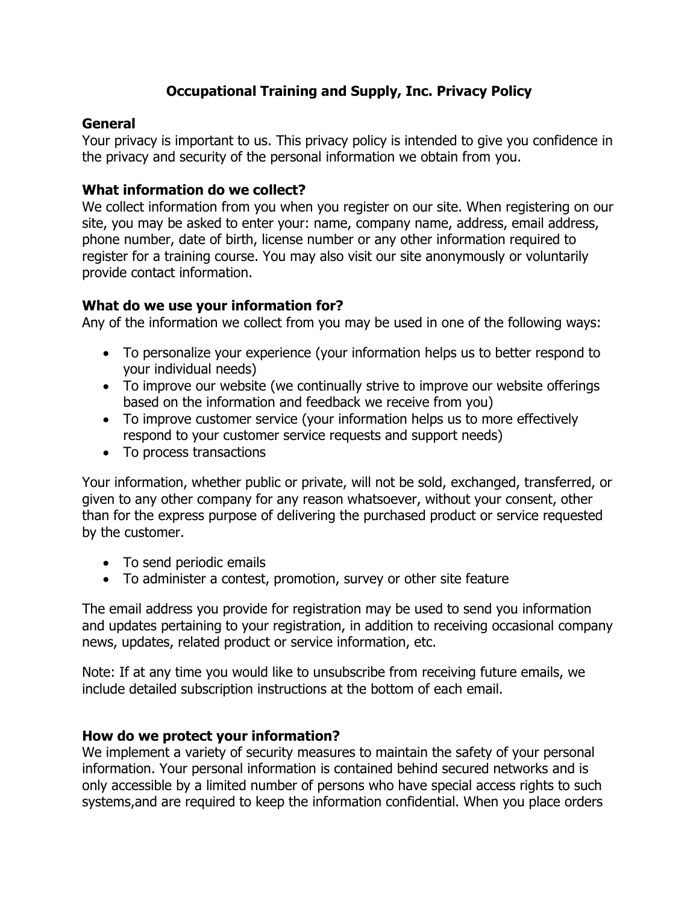# Occupational Training and Supply, Inc. Privacy Policy

## General

Your privacy is important to us. This privacy policy is intended to give you confidence in the privacy and security of the personal information we obtain from you.

## What information do we collect?

We collect information from you when you register on our site. When registering on our site, you may be asked to enter your: name, company name, address, email address, phone number, date of birth, license number or any other information required to register for a training course. You may also visit our site anonymously or voluntarily provide contact information.

## What do we use your information for?

Any of the information we collect from you may be used in one of the following ways:

- To personalize your experience (your information helps us to better respond to your individual needs)
- To improve our website (we continually strive to improve our website offerings based on the information and feedback we receive from you)
- To improve customer service (your information helps us to more effectively respond to your customer service requests and support needs)
- To process transactions

Your information, whether public or private, will not be sold, exchanged, transferred, or given to any other company for any reason whatsoever, without your consent, other than for the express purpose of delivering the purchased product or service requested by the customer.

- To send periodic emails
- To administer a contest, promotion, survey or other site feature

The email address you provide for registration may be used to send you information and updates pertaining to your registration, in addition to receiving occasional company news, updates, related product or service information, etc.

Note: If at any time you would like to unsubscribe from receiving future emails, we include detailed subscription instructions at the bottom of each email.

## How do we protect your information?

We implement a variety of security measures to maintain the safety of your personal information. Your personal information is contained behind secured networks and is only accessible by a limited number of persons who have special access rights to such systems,and are required to keep the information confidential. When you place orders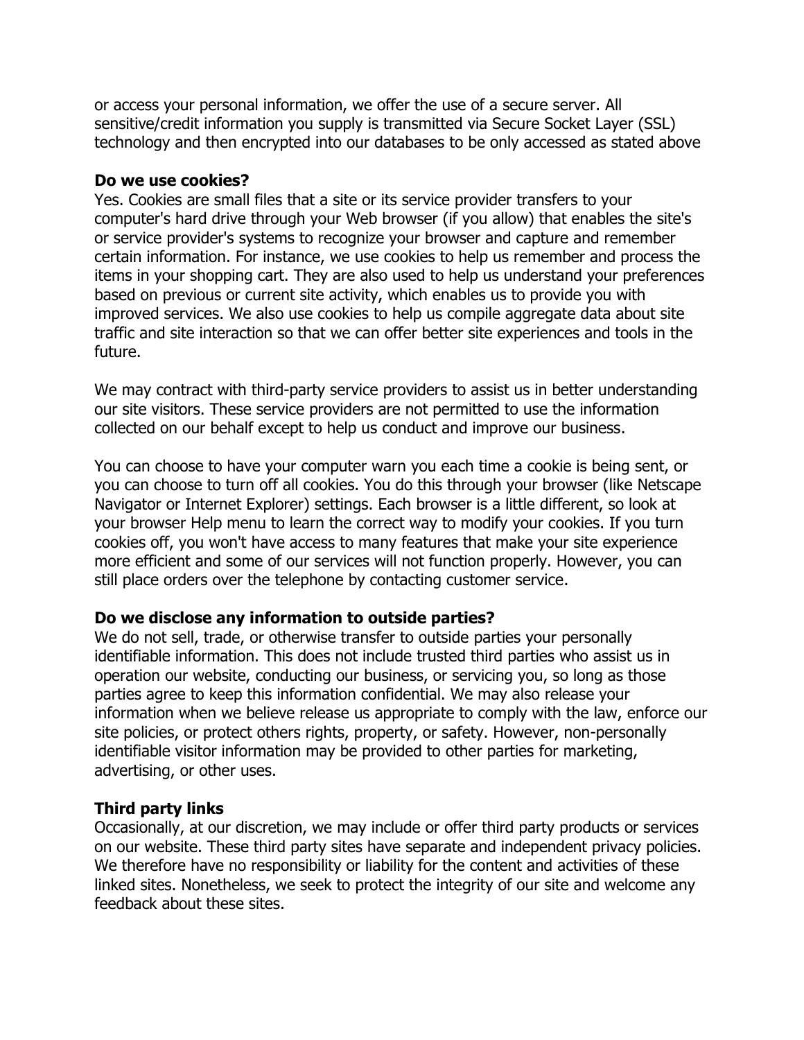or access your personal information, we offer the use of a secure server. All sensitive/credit information you supply is transmitted via Secure Socket Layer (SSL) technology and then encrypted into our databases to be only accessed as stated above

**Do we use cookies?**
Yes. Cookies are small files that a site or its service provider transfers to your computer's hard drive through your Web browser (if you allow) that enables the site's or service provider's systems to recognize your browser and capture and remember certain information. For instance, we use cookies to help us remember and process the items in your shopping cart. They are also used to help us understand your preferences based on previous or current site activity, which enables us to provide you with improved services. We also use cookies to help us compile aggregate data about site traffic and site interaction so that we can offer better site experiences and tools in the future.

We may contract with third-party service providers to assist us in better understanding our site visitors. These service providers are not permitted to use the information collected on our behalf except to help us conduct and improve our business.

You can choose to have your computer warn you each time a cookie is being sent, or you can choose to turn off all cookies. You do this through your browser (like Netscape Navigator or Internet Explorer) settings. Each browser is a little different, so look at your browser Help menu to learn the correct way to modify your cookies. If you turn cookies off, you won't have access to many features that make your site experience more efficient and some of our services will not function properly. However, you can still place orders over the telephone by contacting customer service.

**Do we disclose any information to outside parties?**
We do not sell, trade, or otherwise transfer to outside parties your personally identifiable information. This does not include trusted third parties who assist us in operation our website, conducting our business, or servicing you, so long as those parties agree to keep this information confidential. We may also release your information when we believe release us appropriate to comply with the law, enforce our site policies, or protect others rights, property, or safety. However, non-personally identifiable visitor information may be provided to other parties for marketing, advertising, or other uses.

**Third party links**
Occasionally, at our discretion, we may include or offer third party products or services on our website. These third party sites have separate and independent privacy policies. We therefore have no responsibility or liability for the content and activities of these linked sites. Nonetheless, we seek to protect the integrity of our site and welcome any feedback about these sites.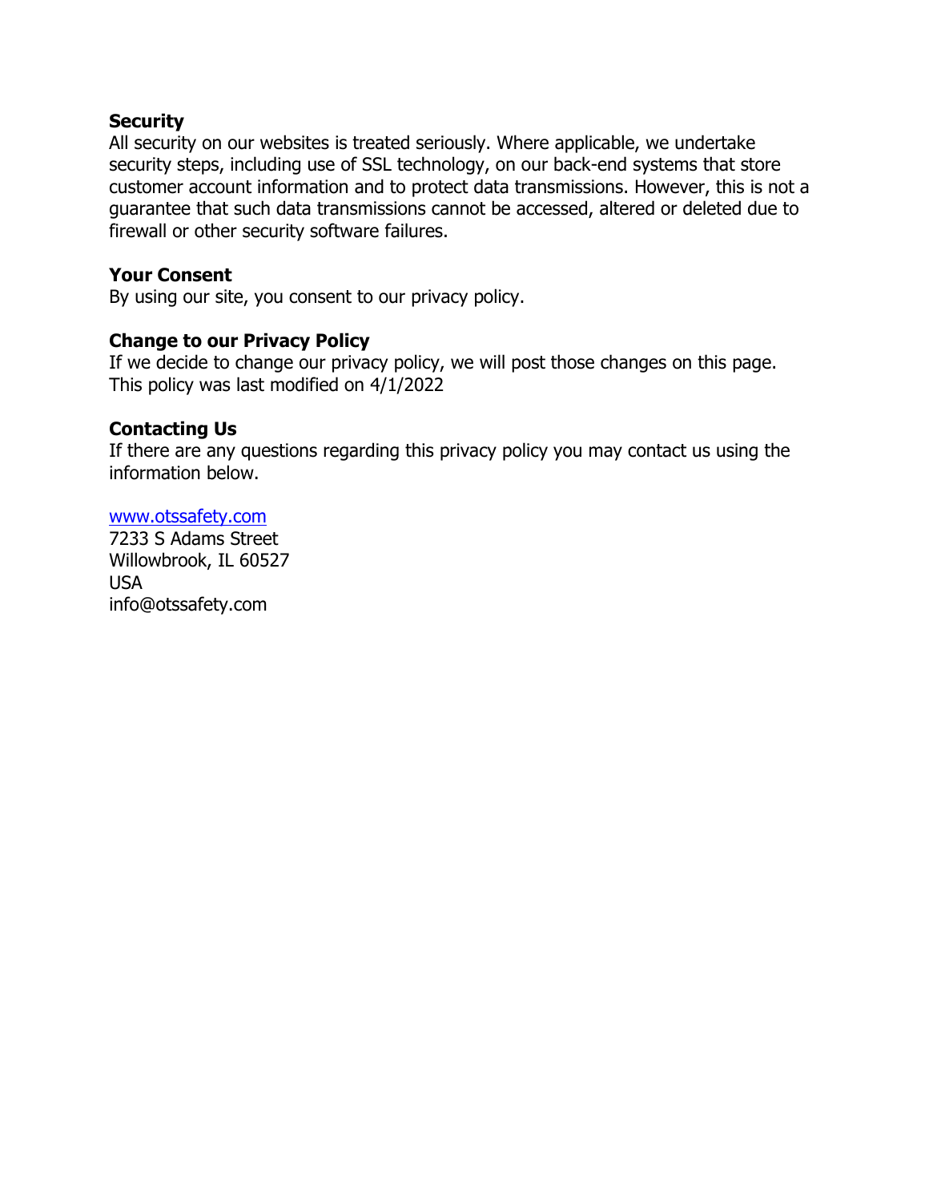**Security**
All security on our websites is treated seriously. Where applicable, we undertake security steps, including use of SSL technology, on our back-end systems that store customer account information and to protect data transmissions. However, this is not a guarantee that such data transmissions cannot be accessed, altered or deleted due to firewall or other security software failures.

**Your Consent**
By using our site, you consent to our privacy policy.

**Change to our Privacy Policy**
If we decide to change our privacy policy, we will post those changes on this page. This policy was last modified on 4/1/2022

**Contacting Us**
If there are any questions regarding this privacy policy you may contact us using the information below.

[www.otssafety.com](http://www.otssafety.com)
7233 S Adams Street
Willowbrook, IL 60527
USA
info@otssafety.com